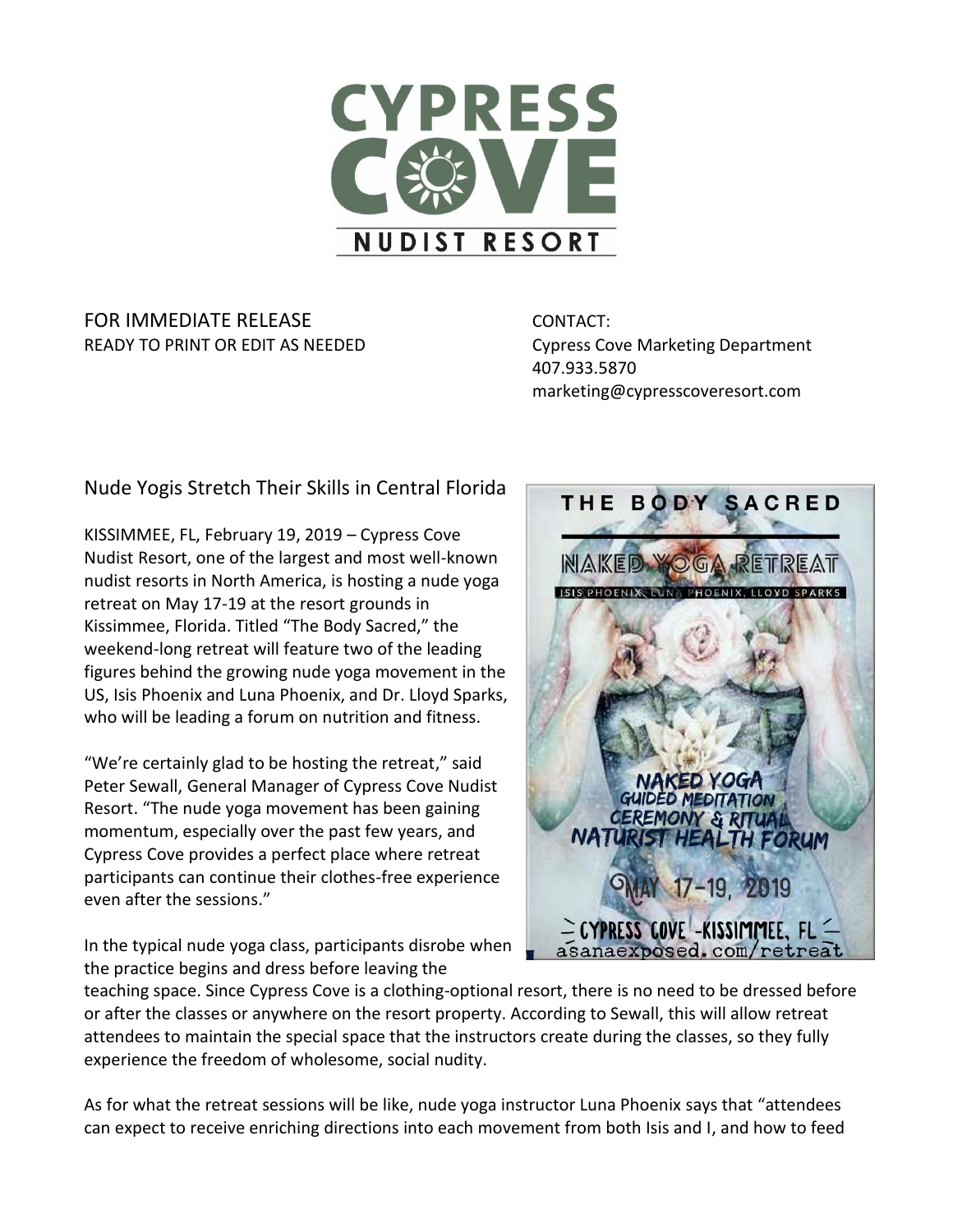# CYPRESS COVE NUDIST RESORT

FOR IMMEDIATE RELEASE
READY TO PRINT OR EDIT AS NEEDED

CONTACT:
Cypress Cove Marketing Department
407.933.5870
marketing@cypresscoveresort.com

## Nude Yogis Stretch Their Skills in Central Florida

KISSIMMEE, FL, February 19, 2019 – Cypress Cove Nudist Resort, one of the largest and most well-known nudist resorts in North America, is hosting a nude yoga retreat on May 17-19 at the resort grounds in Kissimmee, Florida. Titled "The Body Sacred," the weekend-long retreat will feature two of the leading figures behind the growing nude yoga movement in the US, Isis Phoenix and Luna Phoenix, and Dr. Lloyd Sparks, who will be leading a forum on nutrition and fitness.

"We're certainly glad to be hosting the retreat," said Peter Sewall, General Manager of Cypress Cove Nudist Resort. "The nude yoga movement has been gaining momentum, especially over the past few years, and Cypress Cove provides a perfect place where retreat participants can continue their clothes-free experience even after the sessions."

In the typical nude yoga class, participants disrobe when the practice begins and dress before leaving the teaching space. Since Cypress Cove is a clothing-optional resort, there is no need to be dressed before or after the classes or anywhere on the resort property. According to Sewall, this will allow retreat attendees to maintain the special space that the instructors create during the classes, so they fully experience the freedom of wholesome, social nudity.

As for what the retreat sessions will be like, nude yoga instructor Luna Phoenix says that "attendees can expect to receive enriching directions into each movement from both Isis and I, and how to feed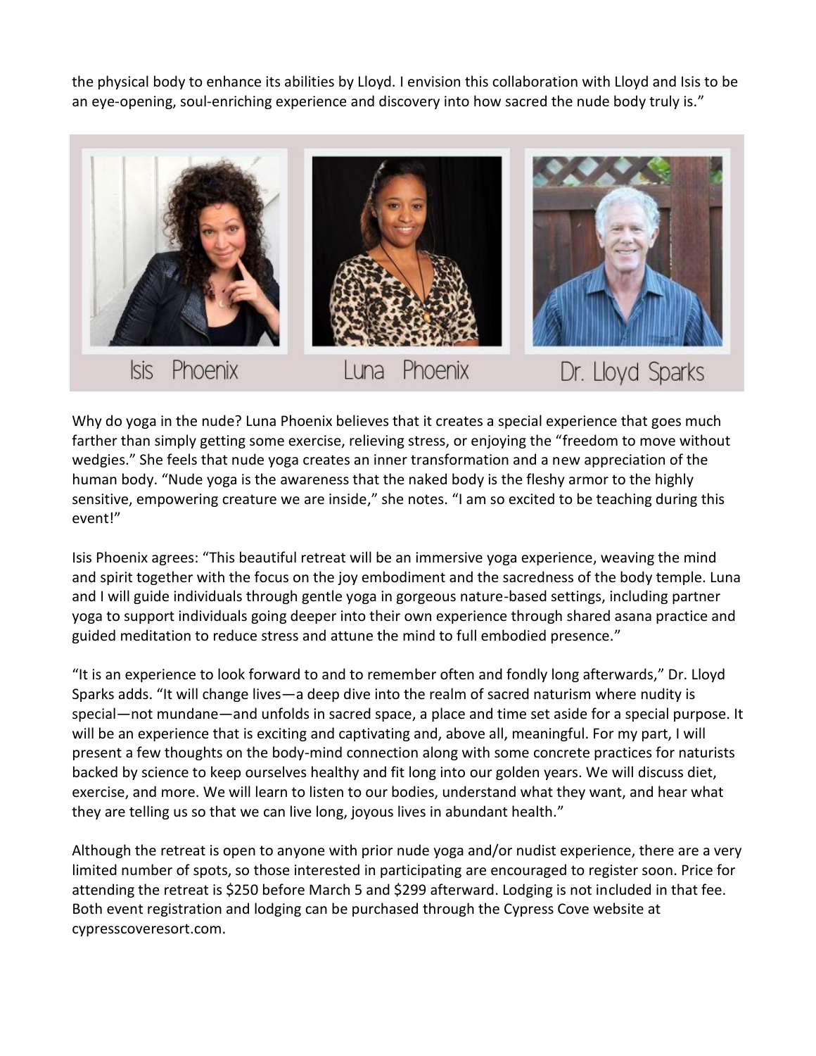the physical body to enhance its abilities by Lloyd. I envision this collaboration with Lloyd and Isis to be an eye-opening, soul-enriching experience and discovery into how sacred the nude body truly is."

Isis Phoenix

Luna Phoenix

Dr. Lloyd Sparks

Why do yoga in the nude? Luna Phoenix believes that it creates a special experience that goes much farther than simply getting some exercise, relieving stress, or enjoying the "freedom to move without wedgies." She feels that nude yoga creates an inner transformation and a new appreciation of the human body. "Nude yoga is the awareness that the naked body is the fleshy armor to the highly sensitive, empowering creature we are inside," she notes. "I am so excited to be teaching during this event!"

Isis Phoenix agrees: "This beautiful retreat will be an immersive yoga experience, weaving the mind and spirit together with the focus on the joy embodiment and the sacredness of the body temple. Luna and I will guide individuals through gentle yoga in gorgeous nature-based settings, including partner yoga to support individuals going deeper into their own experience through shared asana practice and guided meditation to reduce stress and attune the mind to full embodied presence."

"It is an experience to look forward to and to remember often and fondly long afterwards," Dr. Lloyd Sparks adds. "It will change lives—a deep dive into the realm of sacred naturism where nudity is special—not mundane—and unfolds in sacred space, a place and time set aside for a special purpose. It will be an experience that is exciting and captivating and, above all, meaningful. For my part, I will present a few thoughts on the body-mind connection along with some concrete practices for naturists backed by science to keep ourselves healthy and fit long into our golden years. We will discuss diet, exercise, and more. We will learn to listen to our bodies, understand what they want, and hear what they are telling us so that we can live long, joyous lives in abundant health."

Although the retreat is open to anyone with prior nude yoga and/or nudist experience, there are a very limited number of spots, so those interested in participating are encouraged to register soon. Price for attending the retreat is $250 before March 5 and $299 afterward. Lodging is not included in that fee. Both event registration and lodging can be purchased through the Cypress Cove website at cypresscoveresort.com.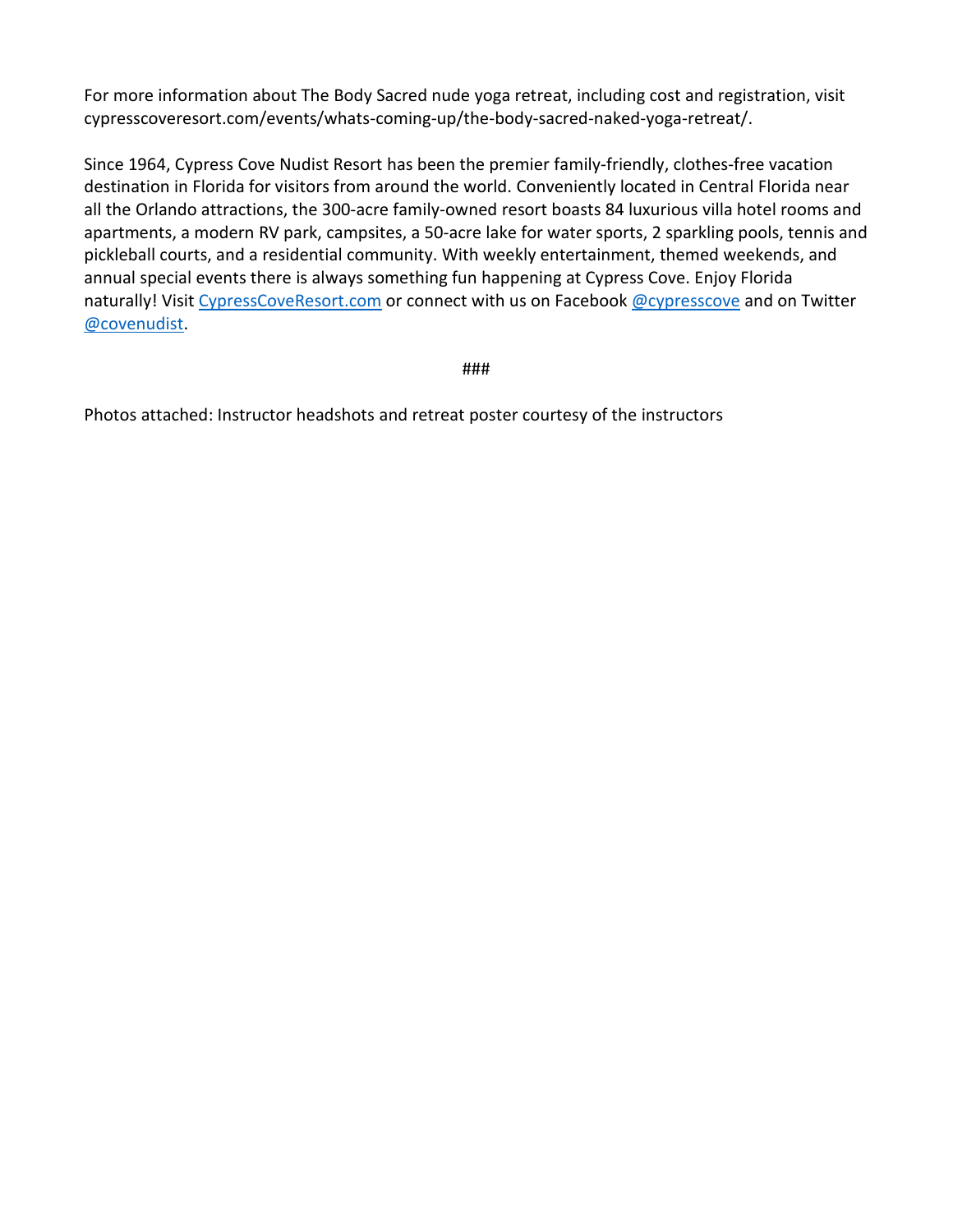For more information about The Body Sacred nude yoga retreat, including cost and registration, visit cypresscoveresort.com/events/whats-coming-up/the-body-sacred-naked-yoga-retreat/.

Since 1964, Cypress Cove Nudist Resort has been the premier family-friendly, clothes-free vacation destination in Florida for visitors from around the world. Conveniently located in Central Florida near all the Orlando attractions, the 300-acre family-owned resort boasts 84 luxurious villa hotel rooms and apartments, a modern RV park, campsites, a 50-acre lake for water sports, 2 sparkling pools, tennis and pickleball courts, and a residential community. With weekly entertainment, themed weekends, and annual special events there is always something fun happening at Cypress Cove. Enjoy Florida naturally! Visit [CypressCoveResort.com](CypressCoveResort.com) or connect with us on Facebook [@cypresscove](@cypresscove) and on Twitter [@covenudist](@covenudist).

###

Photos attached: Instructor headshots and retreat poster courtesy of the instructors